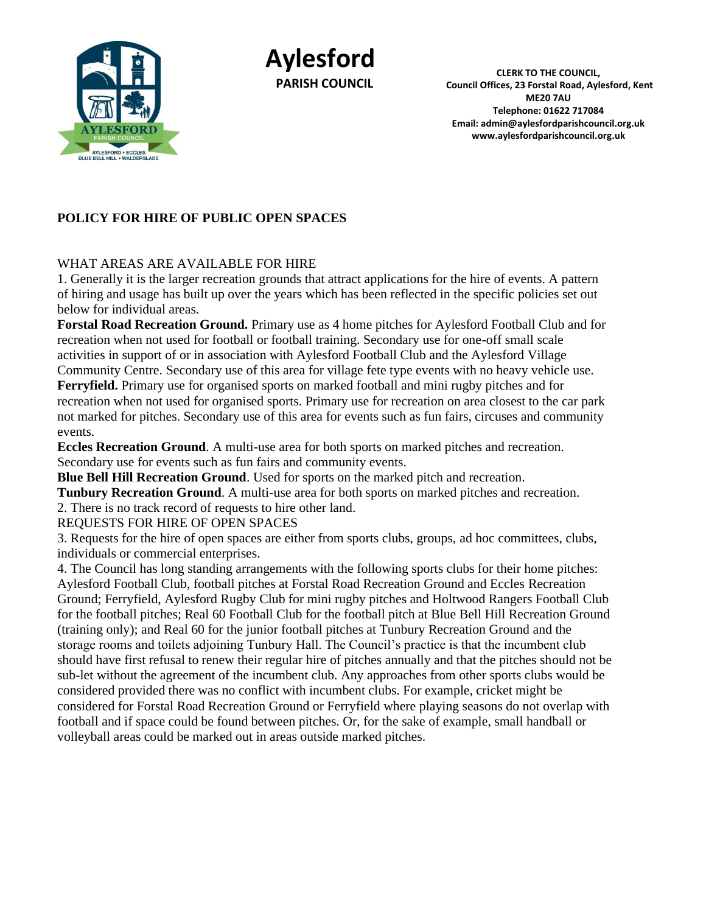# Aylesford

**PARISH COUNCIL**

**CLERK TO THE COUNCIL,**
**Council Offices, 23 Forstal Road, Aylesford, Kent**
**ME20 7AU**
**Telephone: 01622 717084**
**Email: admin@aylesfordparishcouncil.org.uk**
**www.aylesfordparishcouncil.org.uk**

## POLICY FOR HIRE OF PUBLIC OPEN SPACES

WHAT AREAS ARE AVAILABLE FOR HIRE

1. Generally it is the larger recreation grounds that attract applications for the hire of events. A pattern of hiring and usage has built up over the years which has been reflected in the specific policies set out below for individual areas.

**Forstal Road Recreation Ground.** Primary use as 4 home pitches for Aylesford Football Club and for recreation when not used for football or football training. Secondary use for one-off small scale activities in support of or in association with Aylesford Football Club and the Aylesford Village Community Centre. Secondary use of this area for village fete type events with no heavy vehicle use.

**Ferryfield.** Primary use for organised sports on marked football and mini rugby pitches and for recreation when not used for organised sports. Primary use for recreation on area closest to the car park not marked for pitches. Secondary use of this area for events such as fun fairs, circuses and community events.

**Eccles Recreation Ground**. A multi-use area for both sports on marked pitches and recreation. Secondary use for events such as fun fairs and community events.

**Blue Bell Hill Recreation Ground**. Used for sports on the marked pitch and recreation.

**Tunbury Recreation Ground**. A multi-use area for both sports on marked pitches and recreation.

2. There is no track record of requests to hire other land.

REQUESTS FOR HIRE OF OPEN SPACES

3. Requests for the hire of open spaces are either from sports clubs, groups, ad hoc committees, clubs, individuals or commercial enterprises.

4. The Council has long standing arrangements with the following sports clubs for their home pitches: Aylesford Football Club, football pitches at Forstal Road Recreation Ground and Eccles Recreation Ground; Ferryfield, Aylesford Rugby Club for mini rugby pitches and Holtwood Rangers Football Club for the football pitches; Real 60 Football Club for the football pitch at Blue Bell Hill Recreation Ground (training only); and Real 60 for the junior football pitches at Tunbury Recreation Ground and the storage rooms and toilets adjoining Tunbury Hall. The Council's practice is that the incumbent club should have first refusal to renew their regular hire of pitches annually and that the pitches should not be sub-let without the agreement of the incumbent club. Any approaches from other sports clubs would be considered provided there was no conflict with incumbent clubs. For example, cricket might be considered for Forstal Road Recreation Ground or Ferryfield where playing seasons do not overlap with football and if space could be found between pitches. Or, for the sake of example, small handball or volleyball areas could be marked out in areas outside marked pitches.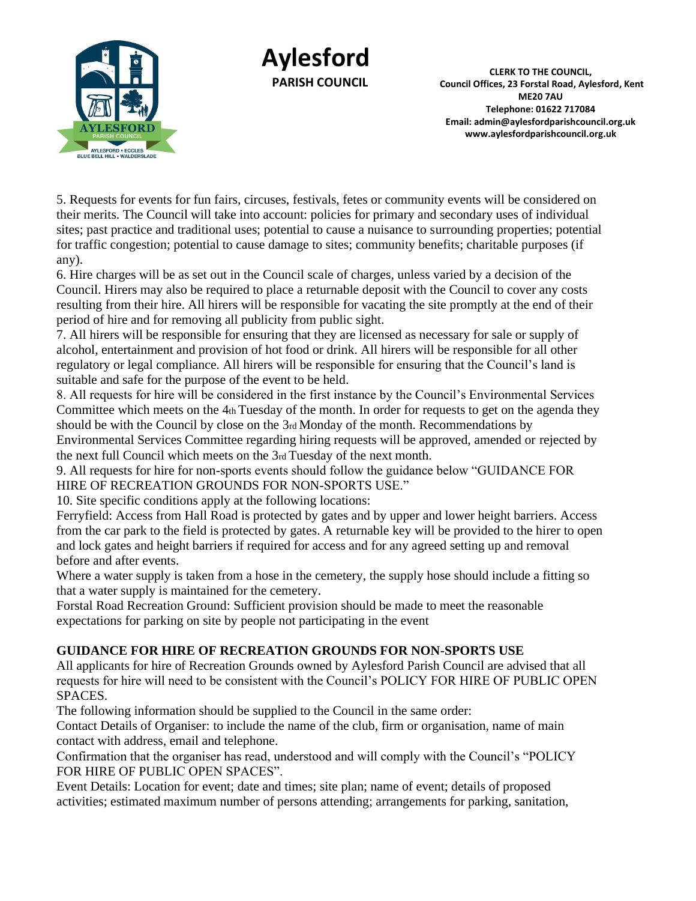5. Requests for events for fun fairs, circuses, festivals, fetes or community events will be considered on their merits. The Council will take into account: policies for primary and secondary uses of individual sites; past practice and traditional uses; potential to cause a nuisance to surrounding properties; potential for traffic congestion; potential to cause damage to sites; community benefits; charitable purposes (if any).

6. Hire charges will be as set out in the Council scale of charges, unless varied by a decision of the Council. Hirers may also be required to place a returnable deposit with the Council to cover any costs resulting from their hire. All hirers will be responsible for vacating the site promptly at the end of their period of hire and for removing all publicity from public sight.

7. All hirers will be responsible for ensuring that they are licensed as necessary for sale or supply of alcohol, entertainment and provision of hot food or drink. All hirers will be responsible for all other regulatory or legal compliance. All hirers will be responsible for ensuring that the Council's land is suitable and safe for the purpose of the event to be held.

8. All requests for hire will be considered in the first instance by the Council's Environmental Services Committee which meets on the 4th Tuesday of the month. In order for requests to get on the agenda they should be with the Council by close on the 3rd Monday of the month. Recommendations by Environmental Services Committee regarding hiring requests will be approved, amended or rejected by the next full Council which meets on the 3rd Tuesday of the next month.

9. All requests for hire for non-sports events should follow the guidance below "GUIDANCE FOR HIRE OF RECREATION GROUNDS FOR NON-SPORTS USE."

10. Site specific conditions apply at the following locations:

Ferryfield: Access from Hall Road is protected by gates and by upper and lower height barriers. Access from the car park to the field is protected by gates. A returnable key will be provided to the hirer to open and lock gates and height barriers if required for access and for any agreed setting up and removal before and after events.

Where a water supply is taken from a hose in the cemetery, the supply hose should include a fitting so that a water supply is maintained for the cemetery.

Forstal Road Recreation Ground: Sufficient provision should be made to meet the reasonable expectations for parking on site by people not participating in the event

## GUIDANCE FOR HIRE OF RECREATION GROUNDS FOR NON-SPORTS USE

All applicants for hire of Recreation Grounds owned by Aylesford Parish Council are advised that all requests for hire will need to be consistent with the Council's POLICY FOR HIRE OF PUBLIC OPEN SPACES.

The following information should be supplied to the Council in the same order:

Contact Details of Organiser: to include the name of the club, firm or organisation, name of main contact with address, email and telephone.

Confirmation that the organiser has read, understood and will comply with the Council's "POLICY FOR HIRE OF PUBLIC OPEN SPACES".

Event Details: Location for event; date and times; site plan; name of event; details of proposed activities; estimated maximum number of persons attending; arrangements for parking, sanitation,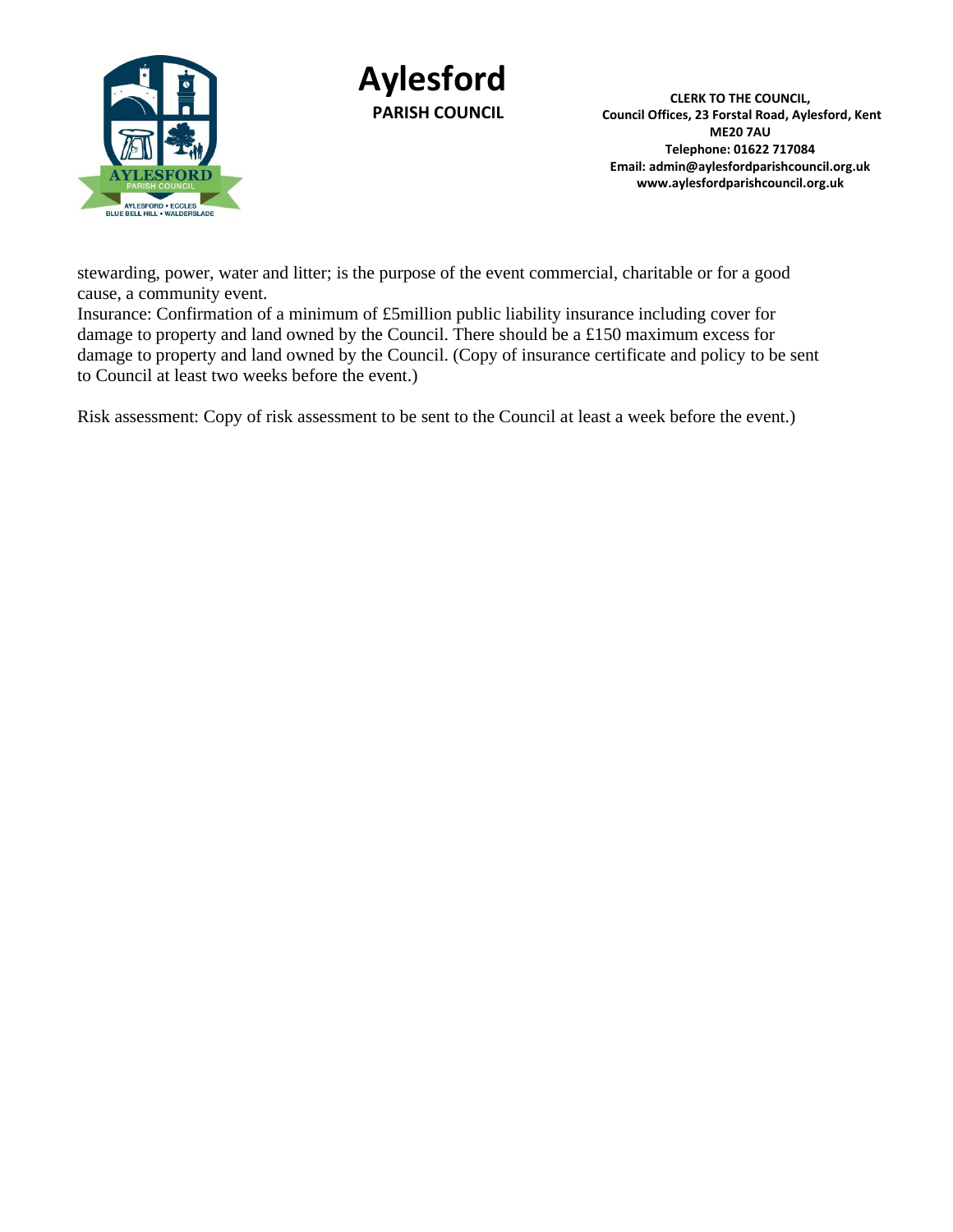stewarding, power, water and litter; is the purpose of the event commercial, charitable or for a good cause, a community event.

Insurance: Confirmation of a minimum of £5million public liability insurance including cover for damage to property and land owned by the Council. There should be a £150 maximum excess for damage to property and land owned by the Council. (Copy of insurance certificate and policy to be sent to Council at least two weeks before the event.)

Risk assessment: Copy of risk assessment to be sent to the Council at least a week before the event.)